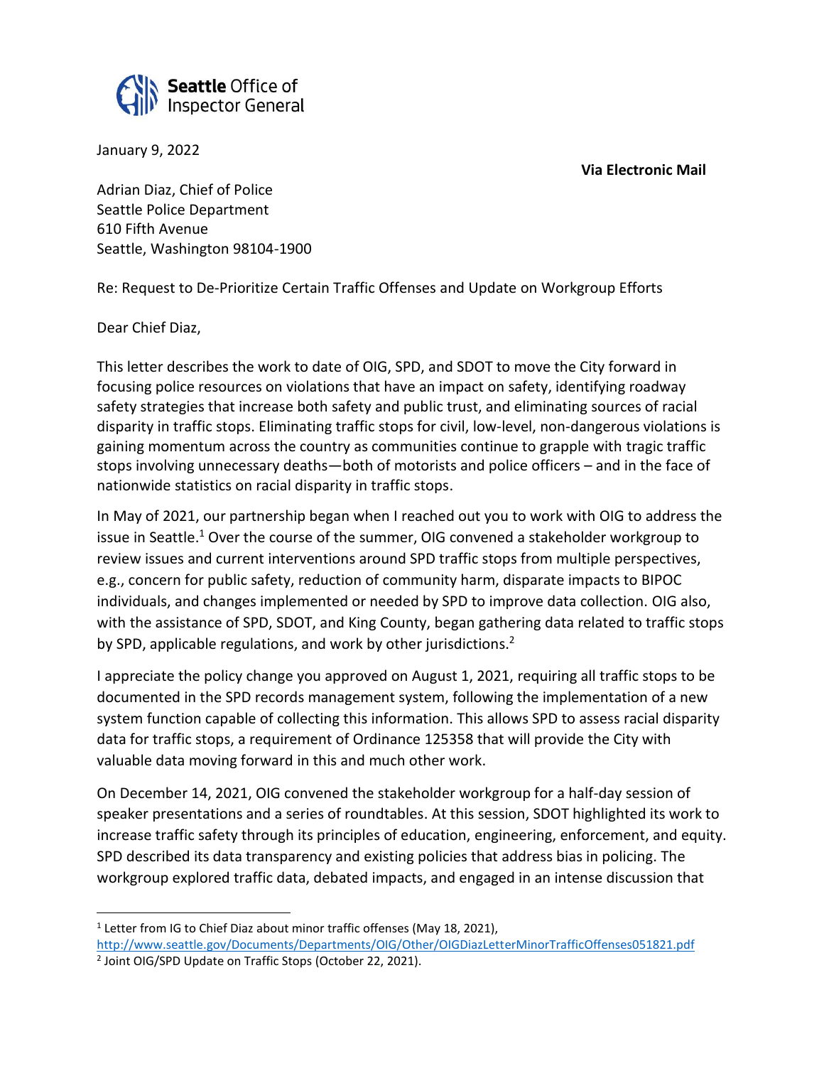**Seattle** Office of Inspector General

January 9, 2022

**Via Electronic Mail**

Adrian Diaz, Chief of Police
Seattle Police Department
610 Fifth Avenue
Seattle, Washington 98104-1900

Re: Request to De-Prioritize Certain Traffic Offenses and Update on Workgroup Efforts

Dear Chief Diaz,

This letter describes the work to date of OIG, SPD, and SDOT to move the City forward in focusing police resources on violations that have an impact on safety, identifying roadway safety strategies that increase both safety and public trust, and eliminating sources of racial disparity in traffic stops. Eliminating traffic stops for civil, low-level, non-dangerous violations is gaining momentum across the country as communities continue to grapple with tragic traffic stops involving unnecessary deaths—both of motorists and police officers – and in the face of nationwide statistics on racial disparity in traffic stops.

In May of 2021, our partnership began when I reached out you to work with OIG to address the issue in Seattle.[1] Over the course of the summer, OIG convened a stakeholder workgroup to review issues and current interventions around SPD traffic stops from multiple perspectives, e.g., concern for public safety, reduction of community harm, disparate impacts to BIPOC individuals, and changes implemented or needed by SPD to improve data collection. OIG also, with the assistance of SPD, SDOT, and King County, began gathering data related to traffic stops by SPD, applicable regulations, and work by other jurisdictions.[2]

I appreciate the policy change you approved on August 1, 2021, requiring all traffic stops to be documented in the SPD records management system, following the implementation of a new system function capable of collecting this information. This allows SPD to assess racial disparity data for traffic stops, a requirement of Ordinance 125358 that will provide the City with valuable data moving forward in this and much other work.

On December 14, 2021, OIG convened the stakeholder workgroup for a half-day session of speaker presentations and a series of roundtables. At this session, SDOT highlighted its work to increase traffic safety through its principles of education, engineering, enforcement, and equity. SPD described its data transparency and existing policies that address bias in policing. The workgroup explored traffic data, debated impacts, and engaged in an intense discussion that

---

[1] Letter from IG to Chief Diaz about minor traffic offenses (May 18, 2021), http://www.seattle.gov/Documents/Departments/OIG/Other/OIGDiazLetterMinorTrafficOffenses051821.pdf

[2] Joint OIG/SPD Update on Traffic Stops (October 22, 2021).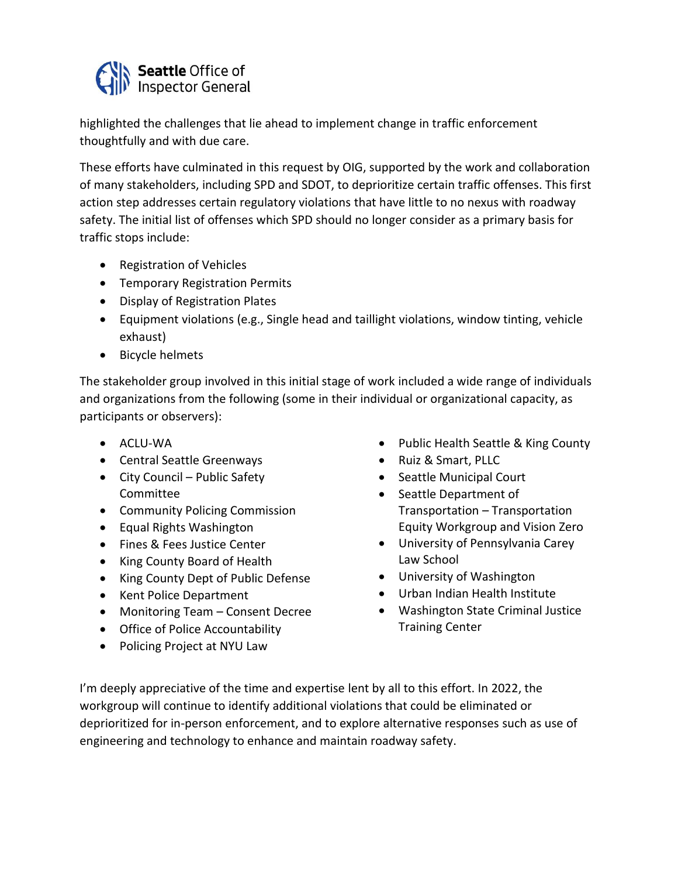highlighted the challenges that lie ahead to implement change in traffic enforcement thoughtfully and with due care.

These efforts have culminated in this request by OIG, supported by the work and collaboration of many stakeholders, including SPD and SDOT, to deprioritize certain traffic offenses. This first action step addresses certain regulatory violations that have little to no nexus with roadway safety. The initial list of offenses which SPD should no longer consider as a primary basis for traffic stops include:

- Registration of Vehicles
- Temporary Registration Permits
- Display of Registration Plates
- Equipment violations (e.g., Single head and taillight violations, window tinting, vehicle exhaust)
- Bicycle helmets

The stakeholder group involved in this initial stage of work included a wide range of individuals and organizations from the following (some in their individual or organizational capacity, as participants or observers):

- ACLU-WA
- Central Seattle Greenways
- City Council – Public Safety Committee
- Community Policing Commission
- Equal Rights Washington
- Fines & Fees Justice Center
- King County Board of Health
- King County Dept of Public Defense
- Kent Police Department
- Monitoring Team – Consent Decree
- Office of Police Accountability
- Policing Project at NYU Law
- Public Health Seattle & King County
- Ruiz & Smart, PLLC
- Seattle Municipal Court
- Seattle Department of Transportation – Transportation Equity Workgroup and Vision Zero
- University of Pennsylvania Carey Law School
- University of Washington
- Urban Indian Health Institute
- Washington State Criminal Justice Training Center

I'm deeply appreciative of the time and expertise lent by all to this effort. In 2022, the workgroup will continue to identify additional violations that could be eliminated or deprioritized for in-person enforcement, and to explore alternative responses such as use of engineering and technology to enhance and maintain roadway safety.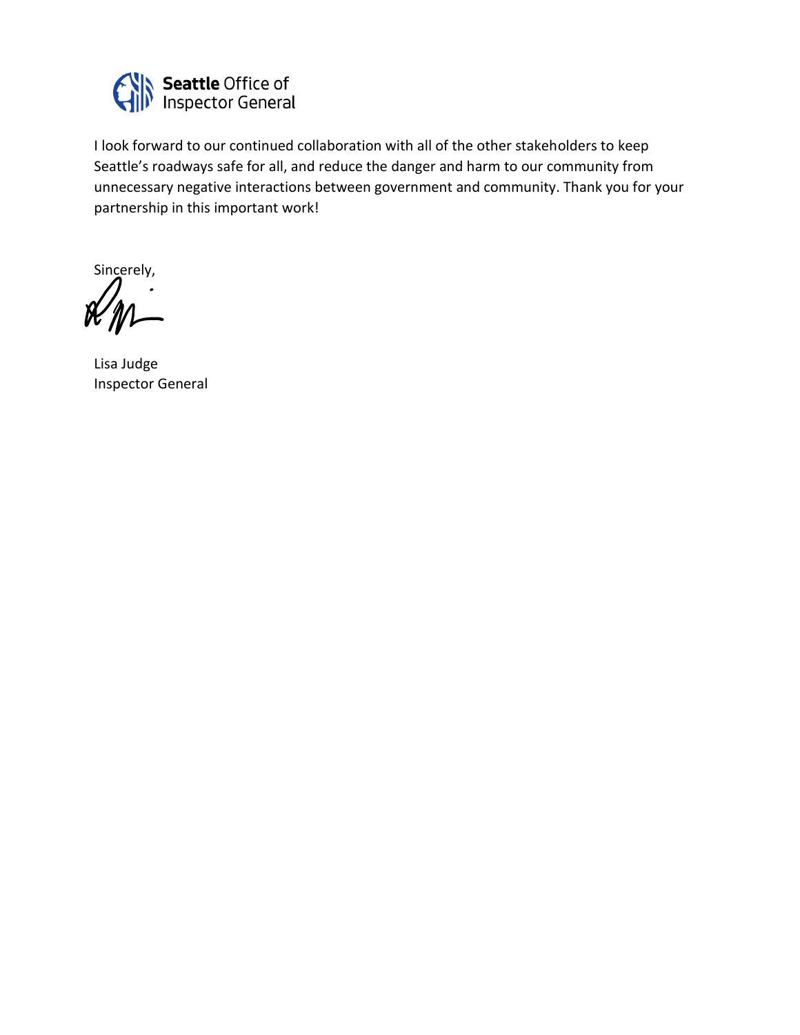Seattle Office of Inspector General

I look forward to our continued collaboration with all of the other stakeholders to keep Seattle's roadways safe for all, and reduce the danger and harm to our community from unnecessary negative interactions between government and community. Thank you for your partnership in this important work!

Sincerely,

Lisa Judge
Inspector General